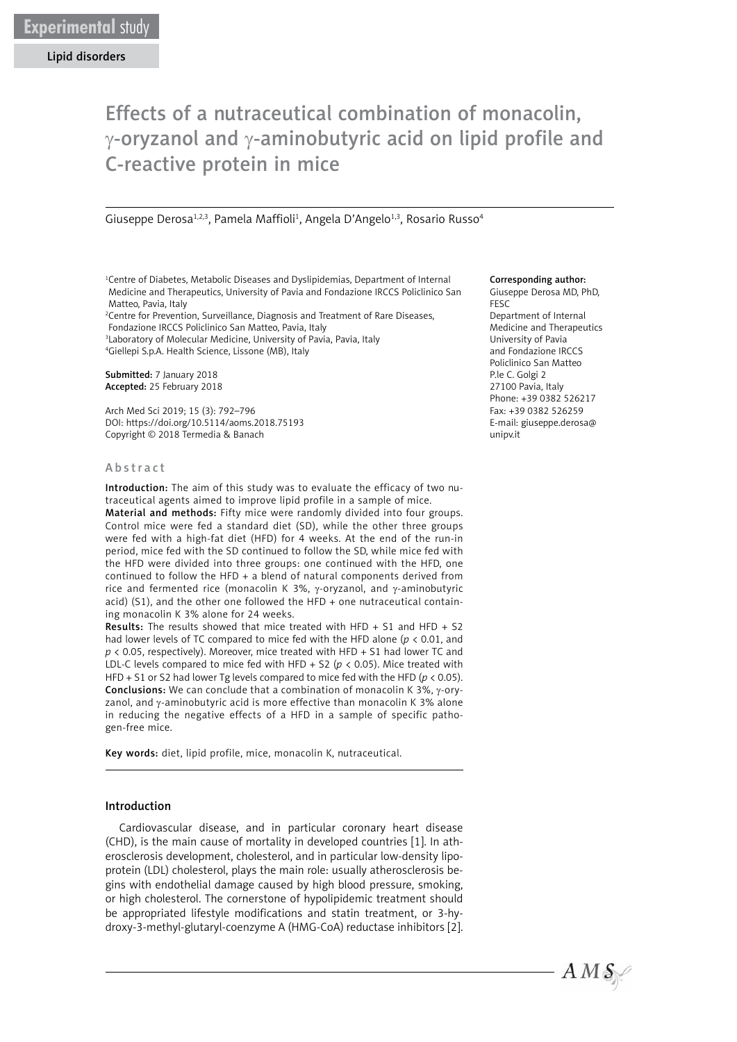Experimental study

Lipid disorders

# Effects of a nutraceutical combination of monacolin, γ-oryzanol and γ-aminobutyric acid on lipid profile and C-reactive protein in mice

Giuseppe Derosa[1,2,3], Pamela Maffioli[1], Angela D'Angelo[1,3], Rosario Russo[4]

[1]Centre of Diabetes, Metabolic Diseases and Dyslipidemias, Department of Internal Medicine and Therapeutics, University of Pavia and Fondazione IRCCS Policlinico San Matteo, Pavia, Italy
[2]Centre for Prevention, Surveillance, Diagnosis and Treatment of Rare Diseases, Fondazione IRCCS Policlinico San Matteo, Pavia, Italy
[3]Laboratory of Molecular Medicine, University of Pavia, Pavia, Italy
[4]Giellepi S.p.A. Health Science, Lissone (MB), Italy

**Submitted:** 7 January 2018
**Accepted:** 25 February 2018

Arch Med Sci 2019; 15 (3): 792–796
DOI: https://doi.org/10.5114/aoms.2018.75193
Copyright © 2018 Termedia & Banach

**Corresponding author:**
Giuseppe Derosa MD, PhD, FESC
Department of Internal Medicine and Therapeutics
University of Pavia and Fondazione IRCCS Policlinico San Matteo
P.le C. Golgi 2
27100 Pavia, Italy
Phone: +39 0382 526217
Fax: +39 0382 526259
E-mail: giuseppe.derosa@unipv.it

## Abstract

**Introduction:** The aim of this study was to evaluate the efficacy of two nutraceutical agents aimed to improve lipid profile in a sample of mice.

**Material and methods:** Fifty mice were randomly divided into four groups. Control mice were fed a standard diet (SD), while the other three groups were fed with a high-fat diet (HFD) for 4 weeks. At the end of the run-in period, mice fed with the SD continued to follow the SD, while mice fed with the HFD were divided into three groups: one continued with the HFD, one continued to follow the HFD + a blend of natural components derived from rice and fermented rice (monacolin K 3%, γ-oryzanol, and γ-aminobutyric acid) (S1), and the other one followed the HFD + one nutraceutical containing monacolin K 3% alone for 24 weeks.

**Results:** The results showed that mice treated with HFD + S1 and HFD + S2 had lower levels of TC compared to mice fed with the HFD alone ($p < 0.01$, and $p < 0.05$, respectively). Moreover, mice treated with HFD + S1 had lower TC and LDL-C levels compared to mice fed with HFD + S2 ($p < 0.05$). Mice treated with HFD + S1 or S2 had lower Tg levels compared to mice fed with the HFD ($p < 0.05$).

**Conclusions:** We can conclude that a combination of monacolin K 3%, γ-oryzanol, and γ-aminobutyric acid is more effective than monacolin K 3% alone in reducing the negative effects of a HFD in a sample of specific pathogen-free mice.

**Key words:** diet, lipid profile, mice, monacolin K, nutraceutical.

## Introduction

Cardiovascular disease, and in particular coronary heart disease (CHD), is the main cause of mortality in developed countries [1]. In atherosclerosis development, cholesterol, and in particular low-density lipoprotein (LDL) cholesterol, plays the main role: usually atherosclerosis begins with endothelial damage caused by high blood pressure, smoking, or high cholesterol. The cornerstone of hypolipidemic treatment should be appropriated lifestyle modifications and statin treatment, or 3-hydroxy-3-methyl-glutaryl-coenzyme A (HMG-CoA) reductase inhibitors [2].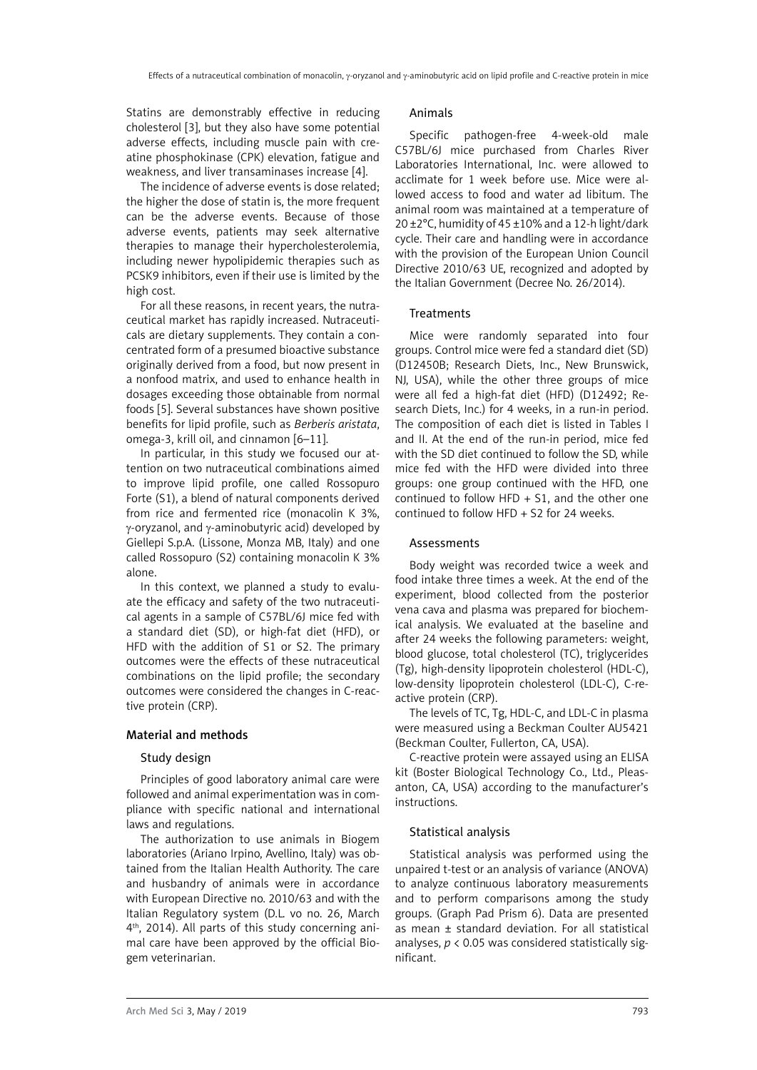Statins are demonstrably effective in reducing cholesterol [3], but they also have some potential adverse effects, including muscle pain with creatine phosphokinase (CPK) elevation, fatigue and weakness, and liver transaminases increase [4].

The incidence of adverse events is dose related; the higher the dose of statin is, the more frequent can be the adverse events. Because of those adverse events, patients may seek alternative therapies to manage their hypercholesterolemia, including newer hypolipidemic therapies such as PCSK9 inhibitors, even if their use is limited by the high cost.

For all these reasons, in recent years, the nutraceutical market has rapidly increased. Nutraceuticals are dietary supplements. They contain a concentrated form of a presumed bioactive substance originally derived from a food, but now present in a nonfood matrix, and used to enhance health in dosages exceeding those obtainable from normal foods [5]. Several substances have shown positive benefits for lipid profile, such as *Berberis aristata*, omega-3, krill oil, and cinnamon [6–11].

In particular, in this study we focused our attention on two nutraceutical combinations aimed to improve lipid profile, one called Rossopuro Forte (S1), a blend of natural components derived from rice and fermented rice (monacolin K 3%, γ-oryzanol, and γ-aminobutyric acid) developed by Giellepi S.p.A. (Lissone, Monza MB, Italy) and one called Rossopuro (S2) containing monacolin K 3% alone.

In this context, we planned a study to evaluate the efficacy and safety of the two nutraceutical agents in a sample of C57BL/6J mice fed with a standard diet (SD), or high-fat diet (HFD), or HFD with the addition of S1 or S2. The primary outcomes were the effects of these nutraceutical combinations on the lipid profile; the secondary outcomes were considered the changes in C-reactive protein (CRP).

## Material and methods

### Study design

Principles of good laboratory animal care were followed and animal experimentation was in compliance with specific national and international laws and regulations.

The authorization to use animals in Biogem laboratories (Ariano Irpino, Avellino, Italy) was obtained from the Italian Health Authority. The care and husbandry of animals were in accordance with European Directive no. 2010/63 and with the Italian Regulatory system (D.L. vo no. 26, March 4th, 2014). All parts of this study concerning animal care have been approved by the official Biogem veterinarian.

### Animals

Specific pathogen-free 4-week-old male C57BL/6J mice purchased from Charles River Laboratories International, Inc. were allowed to acclimate for 1 week before use. Mice were allowed access to food and water ad libitum. The animal room was maintained at a temperature of 20 ±2°C, humidity of 45 ±10% and a 12-h light/dark cycle. Their care and handling were in accordance with the provision of the European Union Council Directive 2010/63 UE, recognized and adopted by the Italian Government (Decree No. 26/2014).

### Treatments

Mice were randomly separated into four groups. Control mice were fed a standard diet (SD) (D12450B; Research Diets, Inc., New Brunswick, NJ, USA), while the other three groups of mice were all fed a high-fat diet (HFD) (D12492; Research Diets, Inc.) for 4 weeks, in a run-in period. The composition of each diet is listed in Tables I and II. At the end of the run-in period, mice fed with the SD diet continued to follow the SD, while mice fed with the HFD were divided into three groups: one group continued with the HFD, one continued to follow HFD + S1, and the other one continued to follow HFD + S2 for 24 weeks.

### Assessments

Body weight was recorded twice a week and food intake three times a week. At the end of the experiment, blood collected from the posterior vena cava and plasma was prepared for biochemical analysis. We evaluated at the baseline and after 24 weeks the following parameters: weight, blood glucose, total cholesterol (TC), triglycerides (Tg), high-density lipoprotein cholesterol (HDL-C), low-density lipoprotein cholesterol (LDL-C), C-reactive protein (CRP).

The levels of TC, Tg, HDL-C, and LDL-C in plasma were measured using a Beckman Coulter AU5421 (Beckman Coulter, Fullerton, CA, USA).

C-reactive protein were assayed using an ELISA kit (Boster Biological Technology Co., Ltd., Pleasanton, CA, USA) according to the manufacturer's instructions.

### Statistical analysis

Statistical analysis was performed using the unpaired t-test or an analysis of variance (ANOVA) to analyze continuous laboratory measurements and to perform comparisons among the study groups. (Graph Pad Prism 6). Data are presented as mean ± standard deviation. For all statistical analyses, $p < 0.05$ was considered statistically significant.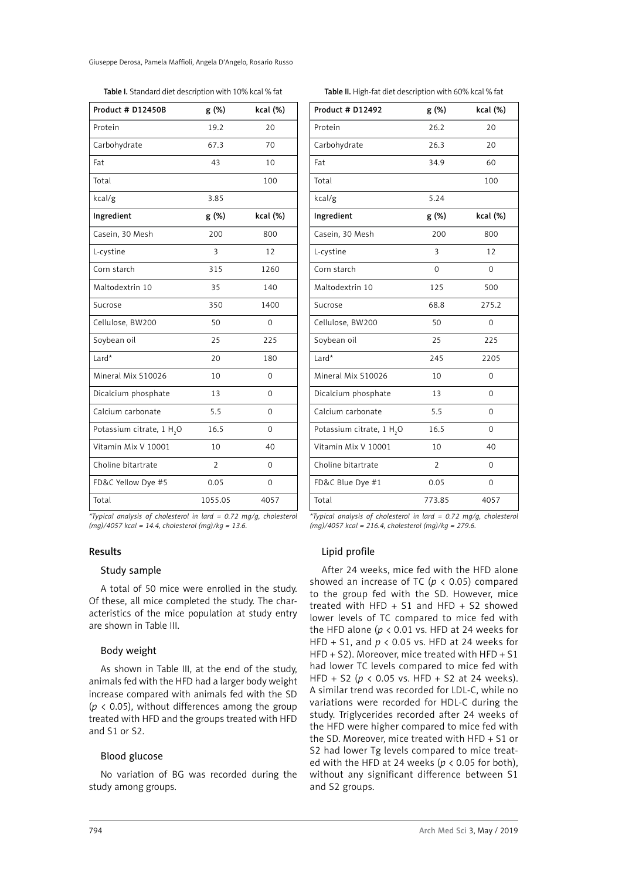Table I. Standard diet description with 10% kcal % fat

| Product # D12450B | g (%) | kcal (%) |
|---|---|---|
| Protein | 19.2 | 20 |
| Carbohydrate | 67.3 | 70 |
| Fat | 43 | 10 |
| Total | | 100 |
| kcal/g | 3.85 | |
| **Ingredient** | **g (%)** | **kcal (%)** |
| Casein, 30 Mesh | 200 | 800 |
| L-cystine | 3 | 12 |
| Corn starch | 315 | 1260 |
| Maltodextrin 10 | 35 | 140 |
| Sucrose | 350 | 1400 |
| Cellulose, BW200 | 50 | 0 |
| Soybean oil | 25 | 225 |
| Lard* | 20 | 180 |
| Mineral Mix S10026 | 10 | 0 |
| Dicalcium phosphate | 13 | 0 |
| Calcium carbonate | 5.5 | 0 |
| Potassium citrate, 1 $H_2O$ | 16.5 | 0 |
| Vitamin Mix V 10001 | 10 | 40 |
| Choline bitartrate | 2 | 0 |
| FD&C Yellow Dye #5 | 0.05 | 0 |
| Total | 1055.05 | 4057 |

*Typical analysis of cholesterol in lard = 0.72 mg/g, cholesterol (mg)/4057 kcal = 14.4, cholesterol (mg)/kg = 13.6.*

Table II. High-fat diet description with 60% kcal % fat

| Product # D12492 | g (%) | kcal (%) |
|---|---|---|
| Protein | 26.2 | 20 |
| Carbohydrate | 26.3 | 20 |
| Fat | 34.9 | 60 |
| Total | | 100 |
| kcal/g | 5.24 | |
| **Ingredient** | **g (%)** | **kcal (%)** |
| Casein, 30 Mesh | 200 | 800 |
| L-cystine | 3 | 12 |
| Corn starch | 0 | 0 |
| Maltodextrin 10 | 125 | 500 |
| Sucrose | 68.8 | 275.2 |
| Cellulose, BW200 | 50 | 0 |
| Soybean oil | 25 | 225 |
| Lard* | 245 | 2205 |
| Mineral Mix S10026 | 10 | 0 |
| Dicalcium phosphate | 13 | 0 |
| Calcium carbonate | 5.5 | 0 |
| Potassium citrate, 1 $H_2O$ | 16.5 | 0 |
| Vitamin Mix V 10001 | 10 | 40 |
| Choline bitartrate | 2 | 0 |
| FD&C Blue Dye #1 | 0.05 | 0 |
| Total | 773.85 | 4057 |

*Typical analysis of cholesterol in lard = 0.72 mg/g, cholesterol (mg)/4057 kcal = 216.4, cholesterol (mg)/kg = 279.6.*

## Results

### Study sample

A total of 50 mice were enrolled in the study. Of these, all mice completed the study. The characteristics of the mice population at study entry are shown in Table III.

### Body weight

As shown in Table III, at the end of the study, animals fed with the HFD had a larger body weight increase compared with animals fed with the SD ($p < 0.05$), without differences among the group treated with HFD and the groups treated with HFD and S1 or S2.

### Blood glucose

No variation of BG was recorded during the study among groups.

### Lipid profile

After 24 weeks, mice fed with the HFD alone showed an increase of TC ($p < 0.05$) compared to the group fed with the SD. However, mice treated with HFD + S1 and HFD + S2 showed lower levels of TC compared to mice fed with the HFD alone ($p < 0.01$ vs. HFD at 24 weeks for HFD + S1, and $p < 0.05$ vs. HFD at 24 weeks for HFD + S2). Moreover, mice treated with HFD + S1 had lower TC levels compared to mice fed with HFD + S2 ($p < 0.05$ vs. HFD + S2 at 24 weeks). A similar trend was recorded for LDL-C, while no variations were recorded for HDL-C during the study. Triglycerides recorded after 24 weeks of the HFD were higher compared to mice fed with the SD. Moreover, mice treated with HFD + S1 or S2 had lower Tg levels compared to mice treated with the HFD at 24 weeks ($p < 0.05$ for both), without any significant difference between S1 and S2 groups.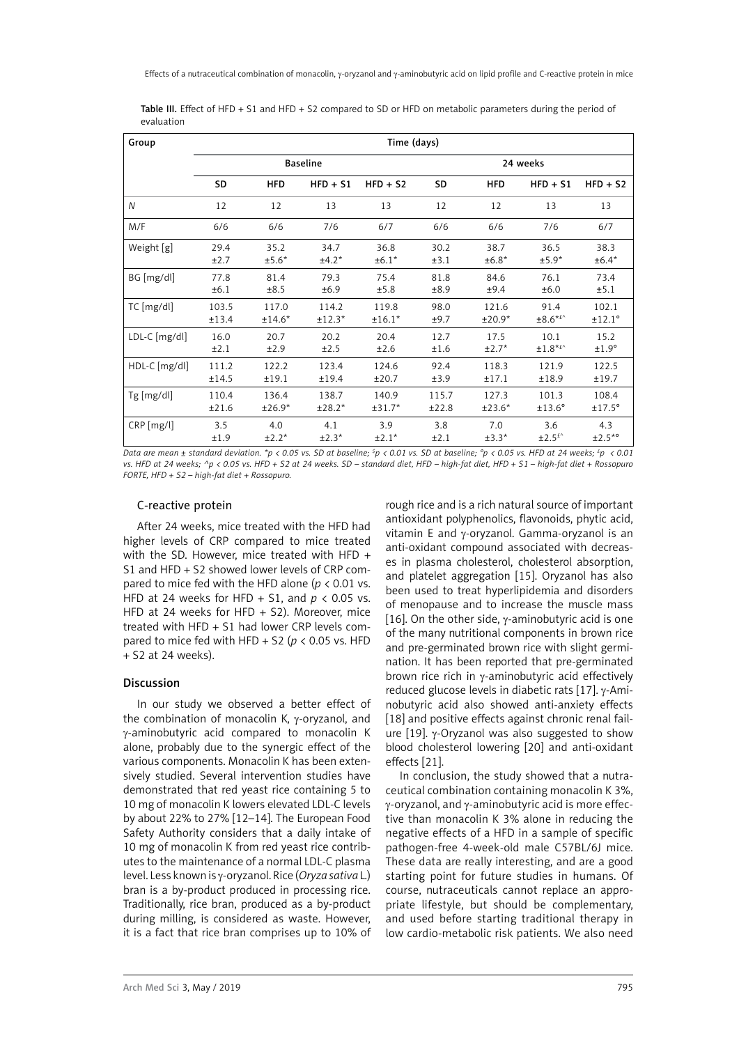**Table III.** Effect of HFD + S1 and HFD + S2 compared to SD or HFD on metabolic parameters during the period of evaluation

| Group | Time (days) | | | | | | | |
|---|---|---|---|---|---|---|---|---|
| | Baseline | | | | 24 weeks | | | |
| | SD | HFD | HFD + S1 | HFD + S2 | SD | HFD | HFD + S1 | HFD + S2 |
| *N* | 12 | 12 | 13 | 13 | 12 | 12 | 13 | 13 |
| M/F | 6/6 | 6/6 | 7/6 | 6/7 | 6/6 | 6/6 | 7/6 | 6/7 |
| Weight [g] | 29.4 ±2.7 | 35.2 ±5.6* | 34.7 ±4.2* | 36.8 ±6.1* | 30.2 ±3.1 | 38.7 ±6.8* | 36.5 ±5.9* | 38.3 ±6.4* |
| BG [mg/dl] | 77.8 ±6.1 | 81.4 ±8.5 | 79.3 ±6.9 | 75.4 ±5.8 | 81.8 ±8.9 | 84.6 ±9.4 | 76.1 ±6.0 | 73.4 ±5.1 |
| TC [mg/dl] | 103.5 ±13.4 | 117.0 ±14.6* | 114.2 ±12.3* | 119.8 ±16.1* | 98.0 ±9.7 | 121.6 ±20.9* | 91.4 ±8.6*£^ | 102.1 ±12.1° |
| LDL-C [mg/dl] | 16.0 ±2.1 | 20.7 ±2.9 | 20.2 ±2.5 | 20.4 ±2.6 | 12.7 ±1.6 | 17.5 ±2.7* | 10.1 ±1.8*£^ | 15.2 ±1.9° |
| HDL-C [mg/dl] | 111.2 ±14.5 | 122.2 ±19.1 | 123.4 ±19.4 | 124.6 ±20.7 | 92.4 ±3.9 | 118.3 ±17.1 | 121.9 ±18.9 | 122.5 ±19.7 |
| Tg [mg/dl] | 110.4 ±21.6 | 136.4 ±26.9* | 138.7 ±28.2* | 140.9 ±31.7* | 115.7 ±22.8 | 127.3 ±23.6* | 101.3 ±13.6° | 108.4 ±17.5° |
| CRP [mg/l] | 3.5 ±1.9 | 4.0 ±2.2* | 4.1 ±2.3* | 3.9 ±2.1* | 3.8 ±2.1 | 7.0 ±3.3* | 3.6 ±2.5£^ | 4.3 ±2.5*° |

*Data are mean ± standard deviation. \*p < 0.05 vs. SD at baseline; $p < 0.01 vs. SD at baseline; °p < 0.05 vs. HFD at 24 weeks; £p < 0.01 vs. HFD at 24 weeks; ^p < 0.05 vs. HFD + S2 at 24 weeks. SD – standard diet, HFD – high-fat diet, HFD + S1 – high-fat diet + Rossopuro FORTE, HFD + S2 – high-fat diet + Rossopuro.*

### C-reactive protein

After 24 weeks, mice treated with the HFD had higher levels of CRP compared to mice treated with the SD. However, mice treated with HFD + S1 and HFD + S2 showed lower levels of CRP compared to mice fed with the HFD alone ($p < 0.01$ vs. HFD at 24 weeks for HFD + S1, and $p < 0.05$ vs. HFD at 24 weeks for HFD + S2). Moreover, mice treated with HFD + S1 had lower CRP levels compared to mice fed with HFD + S2 ($p < 0.05$ vs. HFD + S2 at 24 weeks).

## Discussion

In our study we observed a better effect of the combination of monacolin K, γ-oryzanol, and γ-aminobutyric acid compared to monacolin K alone, probably due to the synergic effect of the various components. Monacolin K has been extensively studied. Several intervention studies have demonstrated that red yeast rice containing 5 to 10 mg of monacolin K lowers elevated LDL-C levels by about 22% to 27% [12–14]. The European Food Safety Authority considers that a daily intake of 10 mg of monacolin K from red yeast rice contributes to the maintenance of a normal LDL-C plasma level. Less known is γ-oryzanol. Rice (*Oryza sativa* L.) bran is a by-product produced in processing rice. Traditionally, rice bran, produced as a by-product during milling, is considered as waste. However, it is a fact that rice bran comprises up to 10% of rough rice and is a rich natural source of important antioxidant polyphenolics, flavonoids, phytic acid, vitamin E and γ-oryzanol. Gamma-oryzanol is an anti-oxidant compound associated with decreases in plasma cholesterol, cholesterol absorption, and platelet aggregation [15]. Oryzanol has also been used to treat hyperlipidemia and disorders of menopause and to increase the muscle mass [16]. On the other side, γ-aminobutyric acid is one of the many nutritional components in brown rice and pre-germinated brown rice with slight germination. It has been reported that pre-germinated brown rice rich in γ-aminobutyric acid effectively reduced glucose levels in diabetic rats [17]. γ-Aminobutyric acid also showed anti-anxiety effects [18] and positive effects against chronic renal failure [19]. γ-Oryzanol was also suggested to show blood cholesterol lowering [20] and anti-oxidant effects [21].

In conclusion, the study showed that a nutraceutical combination containing monacolin K 3%, γ-oryzanol, and γ-aminobutyric acid is more effective than monacolin K 3% alone in reducing the negative effects of a HFD in a sample of specific pathogen-free 4-week-old male C57BL/6J mice. These data are really interesting, and are a good starting point for future studies in humans. Of course, nutraceuticals cannot replace an appropriate lifestyle, but should be complementary, and used before starting traditional therapy in low cardio-metabolic risk patients. We also need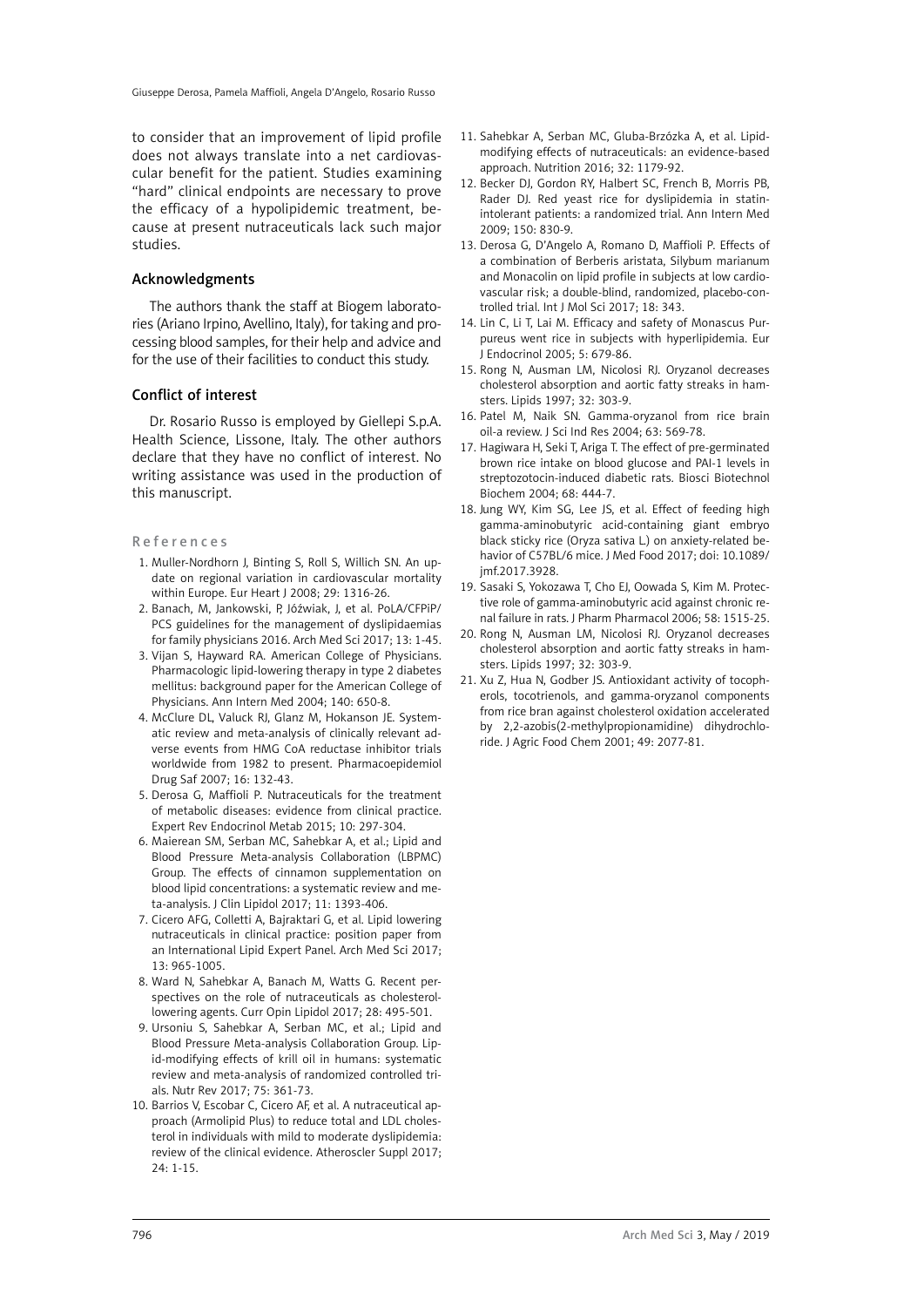to consider that an improvement of lipid profile does not always translate into a net cardiovascular benefit for the patient. Studies examining "hard" clinical endpoints are necessary to prove the efficacy of a hypolipidemic treatment, because at present nutraceuticals lack such major studies.

## Acknowledgments

The authors thank the staff at Biogem laboratories (Ariano Irpino, Avellino, Italy), for taking and processing blood samples, for their help and advice and for the use of their facilities to conduct this study.

## Conflict of interest

Dr. Rosario Russo is employed by Giellepi S.p.A. Health Science, Lissone, Italy. The other authors declare that they have no conflict of interest. No writing assistance was used in the production of this manuscript.

## References

1. Muller-Nordhorn J, Binting S, Roll S, Willich SN. An update on regional variation in cardiovascular mortality within Europe. Eur Heart J 2008; 29: 1316-26.
2. Banach, M, Jankowski, P, Jóźwiak, J, et al. PoLA/CFPiP/PCS guidelines for the management of dyslipidaemias for family physicians 2016. Arch Med Sci 2017; 13: 1-45.
3. Vijan S, Hayward RA. American College of Physicians. Pharmacologic lipid-lowering therapy in type 2 diabetes mellitus: background paper for the American College of Physicians. Ann Intern Med 2004; 140: 650-8.
4. McClure DL, Valuck RJ, Glanz M, Hokanson JE. Systematic review and meta-analysis of clinically relevant adverse events from HMG CoA reductase inhibitor trials worldwide from 1982 to present. Pharmacoepidemiol Drug Saf 2007; 16: 132-43.
5. Derosa G, Maffioli P. Nutraceuticals for the treatment of metabolic diseases: evidence from clinical practice. Expert Rev Endocrinol Metab 2015; 10: 297-304.
6. Maierean SM, Serban MC, Sahebkar A, et al.; Lipid and Blood Pressure Meta-analysis Collaboration (LBPMC) Group. The effects of cinnamon supplementation on blood lipid concentrations: a systematic review and meta-analysis. J Clin Lipidol 2017; 11: 1393-406.
7. Cicero AFG, Colletti A, Bajraktari G, et al. Lipid lowering nutraceuticals in clinical practice: position paper from an International Lipid Expert Panel. Arch Med Sci 2017; 13: 965-1005.
8. Ward N, Sahebkar A, Banach M, Watts G. Recent perspectives on the role of nutraceuticals as cholesterol-lowering agents. Curr Opin Lipidol 2017; 28: 495-501.
9. Ursoniu S, Sahebkar A, Serban MC, et al.; Lipid and Blood Pressure Meta-analysis Collaboration Group. Lipid-modifying effects of krill oil in humans: systematic review and meta-analysis of randomized controlled trials. Nutr Rev 2017; 75: 361-73.
10. Barrios V, Escobar C, Cicero AF, et al. A nutraceutical approach (Armolipid Plus) to reduce total and LDL cholesterol in individuals with mild to moderate dyslipidemia: review of the clinical evidence. Atheroscler Suppl 2017; 24: 1-15.
11. Sahebkar A, Serban MC, Gluba-Brzózka A, et al. Lipid-modifying effects of nutraceuticals: an evidence-based approach. Nutrition 2016; 32: 1179-92.
12. Becker DJ, Gordon RY, Halbert SC, French B, Morris PB, Rader DJ. Red yeast rice for dyslipidemia in statin-intolerant patients: a randomized trial. Ann Intern Med 2009; 150: 830-9.
13. Derosa G, D'Angelo A, Romano D, Maffioli P. Effects of a combination of Berberis aristata, Silybum marianum and Monacolin on lipid profile in subjects at low cardiovascular risk; a double-blind, randomized, placebo-controlled trial. Int J Mol Sci 2017; 18: 343.
14. Lin C, Li T, Lai M. Efficacy and safety of Monascus Purpureus went rice in subjects with hyperlipidemia. Eur J Endocrinol 2005; 5: 679-86.
15. Rong N, Ausman LM, Nicolosi RJ. Oryzanol decreases cholesterol absorption and aortic fatty streaks in hamsters. Lipids 1997; 32: 303-9.
16. Patel M, Naik SN. Gamma-oryzanol from rice brain oil-a review. J Sci Ind Res 2004; 63: 569-78.
17. Hagiwara H, Seki T, Ariga T. The effect of pre-germinated brown rice intake on blood glucose and PAI-1 levels in streptozotocin-induced diabetic rats. Biosci Biotechnol Biochem 2004; 68: 444-7.
18. Jung WY, Kim SG, Lee JS, et al. Effect of feeding high gamma-aminobutyric acid-containing giant embryo black sticky rice (Oryza sativa L.) on anxiety-related behavior of C57BL/6 mice. J Med Food 2017; doi: 10.1089/jmf.2017.3928.
19. Sasaki S, Yokozawa T, Cho EJ, Oowada S, Kim M. Protective role of gamma-aminobutyric acid against chronic renal failure in rats. J Pharm Pharmacol 2006; 58: 1515-25.
20. Rong N, Ausman LM, Nicolosi RJ. Oryzanol decreases cholesterol absorption and aortic fatty streaks in hamsters. Lipids 1997; 32: 303-9.
21. Xu Z, Hua N, Godber JS. Antioxidant activity of tocopherols, tocotrienols, and gamma-oryzanol components from rice bran against cholesterol oxidation accelerated by 2,2-azobis(2-methylpropionamidine) dihydrochloride. J Agric Food Chem 2001; 49: 2077-81.